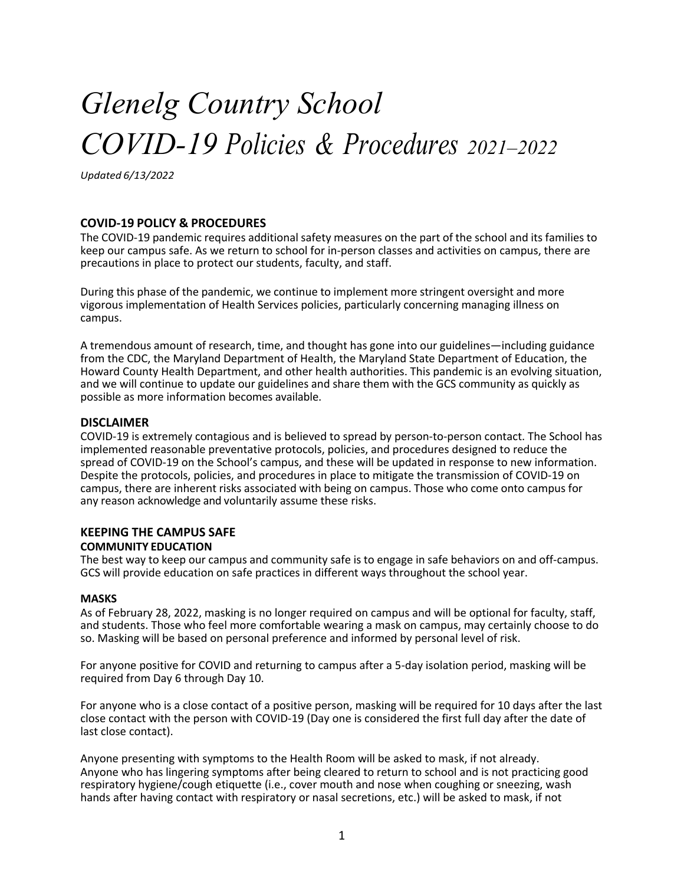# *Glenelg Country School*
# *COVID-19 Policies & Procedures 2021–2022*

*Updated 6/13/2022*

## COVID-19 POLICY & PROCEDURES

The COVID-19 pandemic requires additional safety measures on the part of the school and its families to keep our campus safe. As we return to school for in-person classes and activities on campus, there are precautions in place to protect our students, faculty, and staff.

During this phase of the pandemic, we continue to implement more stringent oversight and more vigorous implementation of Health Services policies, particularly concerning managing illness on campus.

A tremendous amount of research, time, and thought has gone into our guidelines—including guidance from the CDC, the Maryland Department of Health, the Maryland State Department of Education, the Howard County Health Department, and other health authorities. This pandemic is an evolving situation, and we will continue to update our guidelines and share them with the GCS community as quickly as possible as more information becomes available.

## DISCLAIMER

COVID-19 is extremely contagious and is believed to spread by person-to-person contact. The School has implemented reasonable preventative protocols, policies, and procedures designed to reduce the spread of COVID-19 on the School's campus, and these will be updated in response to new information. Despite the protocols, policies, and procedures in place to mitigate the transmission of COVID-19 on campus, there are inherent risks associated with being on campus. Those who come onto campus for any reason acknowledge and voluntarily assume these risks.

## KEEPING THE CAMPUS SAFE

### COMMUNITY EDUCATION

The best way to keep our campus and community safe is to engage in safe behaviors on and off-campus. GCS will provide education on safe practices in different ways throughout the school year.

### MASKS

As of February 28, 2022, masking is no longer required on campus and will be optional for faculty, staff, and students. Those who feel more comfortable wearing a mask on campus, may certainly choose to do so. Masking will be based on personal preference and informed by personal level of risk.

For anyone positive for COVID and returning to campus after a 5-day isolation period, masking will be required from Day 6 through Day 10.

For anyone who is a close contact of a positive person, masking will be required for 10 days after the last close contact with the person with COVID-19 (Day one is considered the first full day after the date of last close contact).

Anyone presenting with symptoms to the Health Room will be asked to mask, if not already.
Anyone who has lingering symptoms after being cleared to return to school and is not practicing good respiratory hygiene/cough etiquette (i.e., cover mouth and nose when coughing or sneezing, wash hands after having contact with respiratory or nasal secretions, etc.) will be asked to mask, if not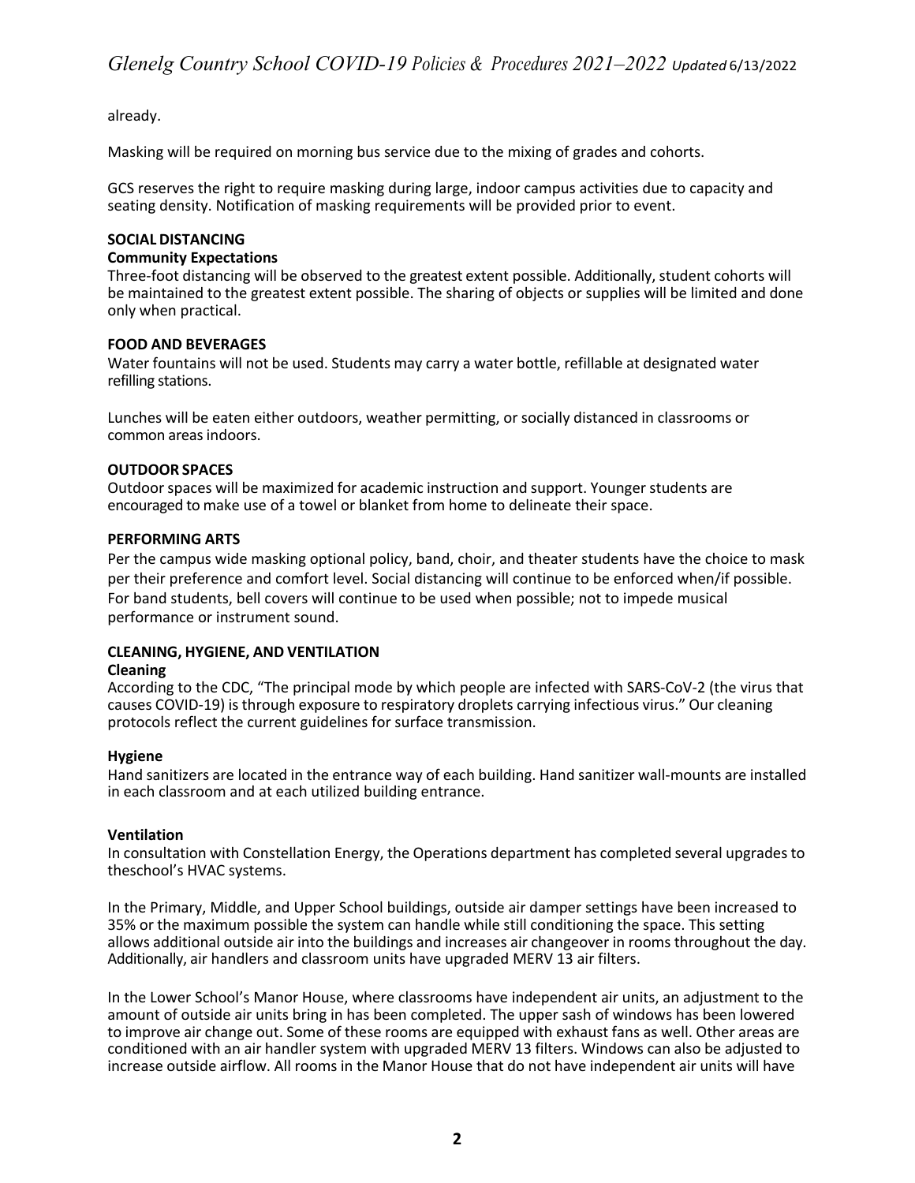already.

Masking will be required on morning bus service due to the mixing of grades and cohorts.

GCS reserves the right to require masking during large, indoor campus activities due to capacity and seating density. Notification of masking requirements will be provided prior to event.

## SOCIAL DISTANCING

### Community Expectations

Three-foot distancing will be observed to the greatest extent possible. Additionally, student cohorts will be maintained to the greatest extent possible. The sharing of objects or supplies will be limited and done only when practical.

## FOOD AND BEVERAGES

Water fountains will not be used. Students may carry a water bottle, refillable at designated water refilling stations.

Lunches will be eaten either outdoors, weather permitting, or socially distanced in classrooms or common areas indoors.

## OUTDOOR SPACES

Outdoor spaces will be maximized for academic instruction and support. Younger students are encouraged to make use of a towel or blanket from home to delineate their space.

## PERFORMING ARTS

Per the campus wide masking optional policy, band, choir, and theater students have the choice to mask per their preference and comfort level. Social distancing will continue to be enforced when/if possible. For band students, bell covers will continue to be used when possible; not to impede musical performance or instrument sound.

## CLEANING, HYGIENE, AND VENTILATION

### Cleaning

According to the CDC, "The principal mode by which people are infected with SARS-CoV-2 (the virus that causes COVID-19) is through exposure to respiratory droplets carrying infectious virus." Our cleaning protocols reflect the current guidelines for surface transmission.

### Hygiene

Hand sanitizers are located in the entrance way of each building. Hand sanitizer wall-mounts are installed in each classroom and at each utilized building entrance.

### Ventilation

In consultation with Constellation Energy, the Operations department has completed several upgrades to theschool's HVAC systems.

In the Primary, Middle, and Upper School buildings, outside air damper settings have been increased to 35% or the maximum possible the system can handle while still conditioning the space. This setting allows additional outside air into the buildings and increases air changeover in rooms throughout the day. Additionally, air handlers and classroom units have upgraded MERV 13 air filters.

In the Lower School's Manor House, where classrooms have independent air units, an adjustment to the amount of outside air units bring in has been completed. The upper sash of windows has been lowered to improve air change out. Some of these rooms are equipped with exhaust fans as well. Other areas are conditioned with an air handler system with upgraded MERV 13 filters. Windows can also be adjusted to increase outside airflow. All rooms in the Manor House that do not have independent air units will have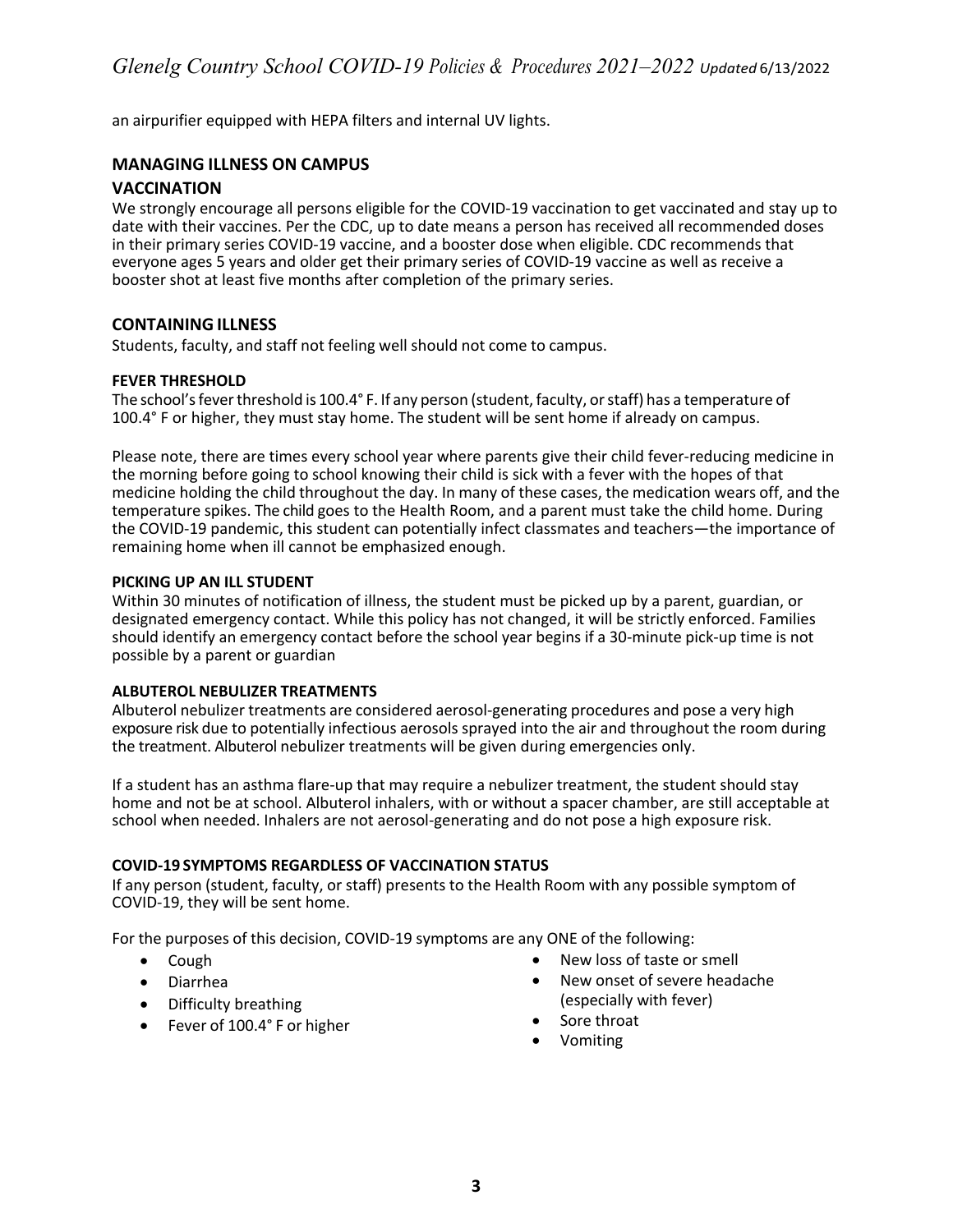an airpurifier equipped with HEPA filters and internal UV lights.

## MANAGING ILLNESS ON CAMPUS

## VACCINATION

We strongly encourage all persons eligible for the COVID-19 vaccination to get vaccinated and stay up to date with their vaccines. Per the CDC, up to date means a person has received all recommended doses in their primary series COVID-19 vaccine, and a booster dose when eligible. CDC recommends that everyone ages 5 years and older get their primary series of COVID-19 vaccine as well as receive a booster shot at least five months after completion of the primary series.

## CONTAINING ILLNESS

Students, faculty, and staff not feeling well should not come to campus.

### FEVER THRESHOLD

The school's fever threshold is 100.4° F. If any person (student, faculty, or staff) has a temperature of 100.4° F or higher, they must stay home. The student will be sent home if already on campus.

Please note, there are times every school year where parents give their child fever-reducing medicine in the morning before going to school knowing their child is sick with a fever with the hopes of that medicine holding the child throughout the day. In many of these cases, the medication wears off, and the temperature spikes. The child goes to the Health Room, and a parent must take the child home. During the COVID-19 pandemic, this student can potentially infect classmates and teachers—the importance of remaining home when ill cannot be emphasized enough.

### PICKING UP AN ILL STUDENT

Within 30 minutes of notification of illness, the student must be picked up by a parent, guardian, or designated emergency contact. While this policy has not changed, it will be strictly enforced. Families should identify an emergency contact before the school year begins if a 30-minute pick-up time is not possible by a parent or guardian

### ALBUTEROL NEBULIZER TREATMENTS

Albuterol nebulizer treatments are considered aerosol-generating procedures and pose a very high exposure risk due to potentially infectious aerosols sprayed into the air and throughout the room during the treatment. Albuterol nebulizer treatments will be given during emergencies only.

If a student has an asthma flare-up that may require a nebulizer treatment, the student should stay home and not be at school. Albuterol inhalers, with or without a spacer chamber, are still acceptable at school when needed. Inhalers are not aerosol-generating and do not pose a high exposure risk.

### COVID-19 SYMPTOMS REGARDLESS OF VACCINATION STATUS

If any person (student, faculty, or staff) presents to the Health Room with any possible symptom of COVID-19, they will be sent home.

For the purposes of this decision, COVID-19 symptoms are any ONE of the following:

- Cough
- Diarrhea
- Difficulty breathing
- Fever of 100.4° F or higher
- New loss of taste or smell
- New onset of severe headache (especially with fever)
- Sore throat
- Vomiting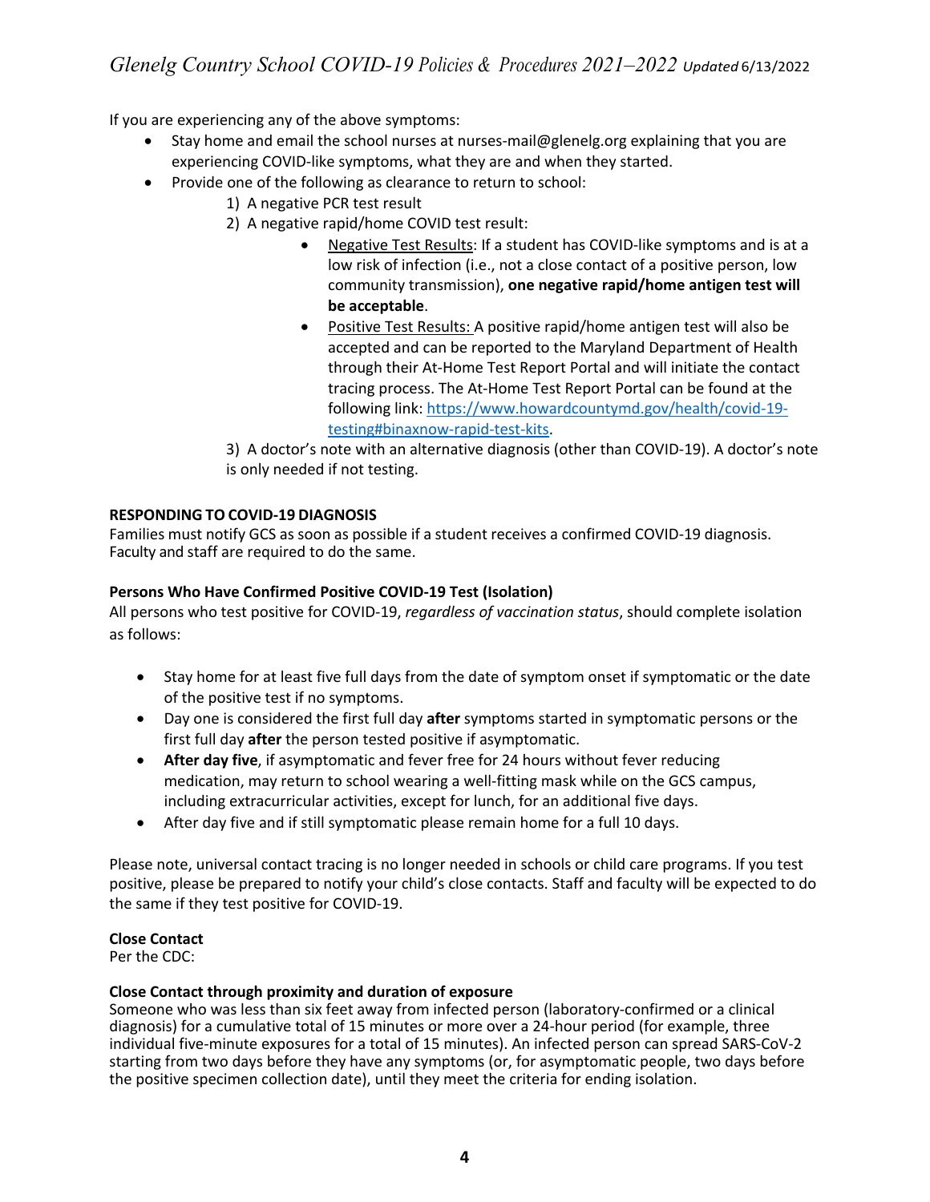If you are experiencing any of the above symptoms:

- Stay home and email the school nurses at nurses-mail@glenelg.org explaining that you are experiencing COVID-like symptoms, what they are and when they started.
- Provide one of the following as clearance to return to school:
  1) A negative PCR test result
  2) A negative rapid/home COVID test result:
     - Negative Test Results: If a student has COVID-like symptoms and is at a low risk of infection (i.e., not a close contact of a positive person, low community transmission), **one negative rapid/home antigen test will be acceptable**.
     - Positive Test Results: A positive rapid/home antigen test will also be accepted and can be reported to the Maryland Department of Health through their At-Home Test Report Portal and will initiate the contact tracing process. The At-Home Test Report Portal can be found at the following link: [https://www.howardcountymd.gov/health/covid-19-testing#binaxnow-rapid-test-kits](https://www.howardcountymd.gov/health/covid-19-testing#binaxnow-rapid-test-kits).
  3) A doctor's note with an alternative diagnosis (other than COVID-19). A doctor's note is only needed if not testing.

**RESPONDING TO COVID-19 DIAGNOSIS**

Families must notify GCS as soon as possible if a student receives a confirmed COVID-19 diagnosis. Faculty and staff are required to do the same.

**Persons Who Have Confirmed Positive COVID-19 Test (Isolation)**

All persons who test positive for COVID-19, *regardless of vaccination status*, should complete isolation as follows:

- Stay home for at least five full days from the date of symptom onset if symptomatic or the date of the positive test if no symptoms.
- Day one is considered the first full day **after** symptoms started in symptomatic persons or the first full day **after** the person tested positive if asymptomatic.
- **After day five**, if asymptomatic and fever free for 24 hours without fever reducing medication, may return to school wearing a well-fitting mask while on the GCS campus, including extracurricular activities, except for lunch, for an additional five days.
- After day five and if still symptomatic please remain home for a full 10 days.

Please note, universal contact tracing is no longer needed in schools or child care programs. If you test positive, please be prepared to notify your child's close contacts. Staff and faculty will be expected to do the same if they test positive for COVID-19.

**Close Contact**

Per the CDC:

**Close Contact through proximity and duration of exposure**

Someone who was less than six feet away from infected person (laboratory-confirmed or a clinical diagnosis) for a cumulative total of 15 minutes or more over a 24-hour period (for example, three individual five-minute exposures for a total of 15 minutes). An infected person can spread SARS-CoV-2 starting from two days before they have any symptoms (or, for asymptomatic people, two days before the positive specimen collection date), until they meet the criteria for ending isolation.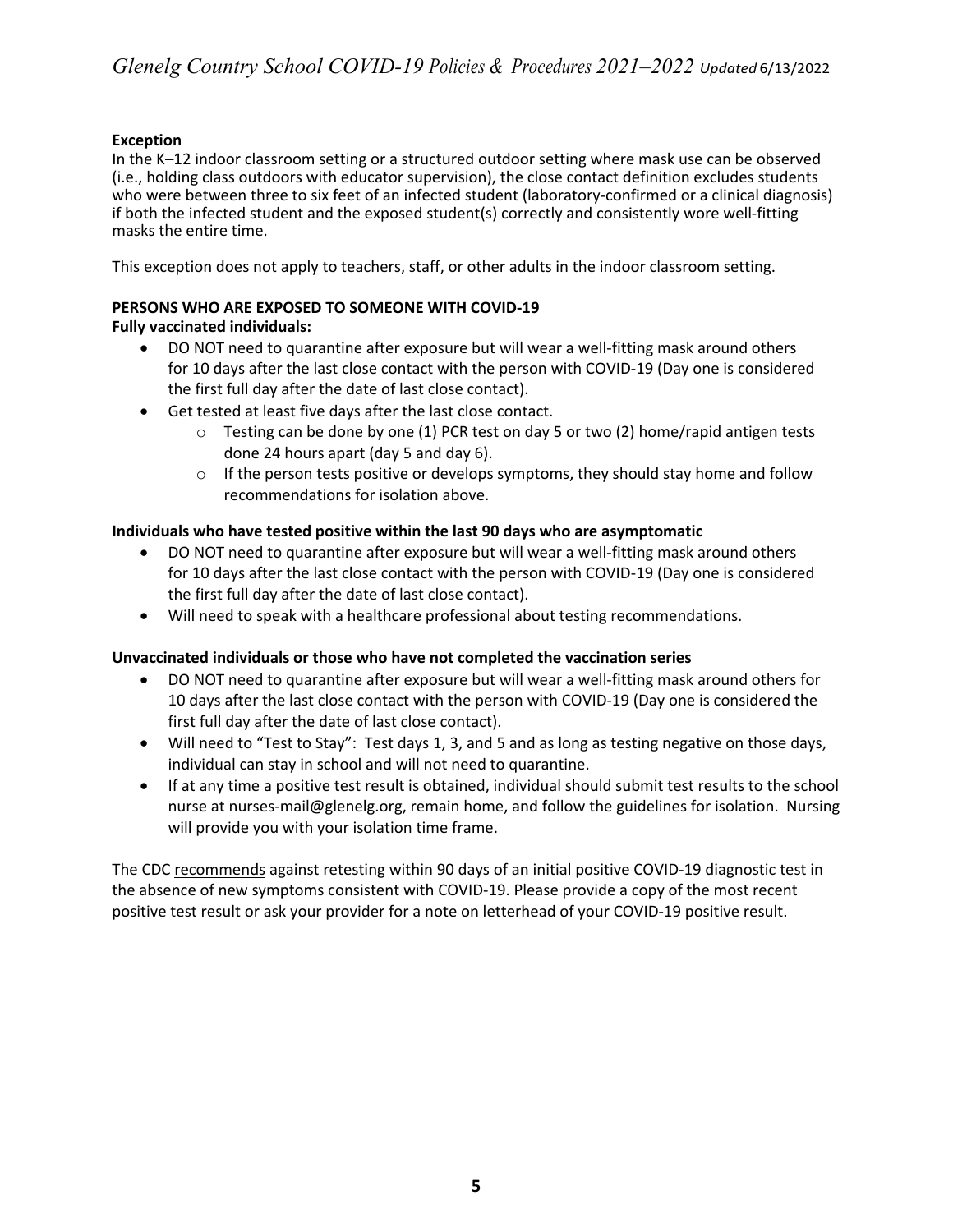**Exception**

In the K–12 indoor classroom setting or a structured outdoor setting where mask use can be observed (i.e., holding class outdoors with educator supervision), the close contact definition excludes students who were between three to six feet of an infected student (laboratory-confirmed or a clinical diagnosis) if both the infected student and the exposed student(s) correctly and consistently wore well-fitting masks the entire time.

This exception does not apply to teachers, staff, or other adults in the indoor classroom setting.

**PERSONS WHO ARE EXPOSED TO SOMEONE WITH COVID-19**

**Fully vaccinated individuals:**

- DO NOT need to quarantine after exposure but will wear a well-fitting mask around others for 10 days after the last close contact with the person with COVID-19 (Day one is considered the first full day after the date of last close contact).
- Get tested at least five days after the last close contact.
  - Testing can be done by one (1) PCR test on day 5 or two (2) home/rapid antigen tests done 24 hours apart (day 5 and day 6).
  - If the person tests positive or develops symptoms, they should stay home and follow recommendations for isolation above.

**Individuals who have tested positive within the last 90 days who are asymptomatic**

- DO NOT need to quarantine after exposure but will wear a well-fitting mask around others for 10 days after the last close contact with the person with COVID-19 (Day one is considered the first full day after the date of last close contact).
- Will need to speak with a healthcare professional about testing recommendations.

**Unvaccinated individuals or those who have not completed the vaccination series**

- DO NOT need to quarantine after exposure but will wear a well-fitting mask around others for 10 days after the last close contact with the person with COVID-19 (Day one is considered the first full day after the date of last close contact).
- Will need to "Test to Stay": Test days 1, 3, and 5 and as long as testing negative on those days, individual can stay in school and will not need to quarantine.
- If at any time a positive test result is obtained, individual should submit test results to the school nurse at nurses-mail@glenelg.org, remain home, and follow the guidelines for isolation. Nursing will provide you with your isolation time frame.

The CDC recommends against retesting within 90 days of an initial positive COVID-19 diagnostic test in the absence of new symptoms consistent with COVID-19. Please provide a copy of the most recent positive test result or ask your provider for a note on letterhead of your COVID-19 positive result.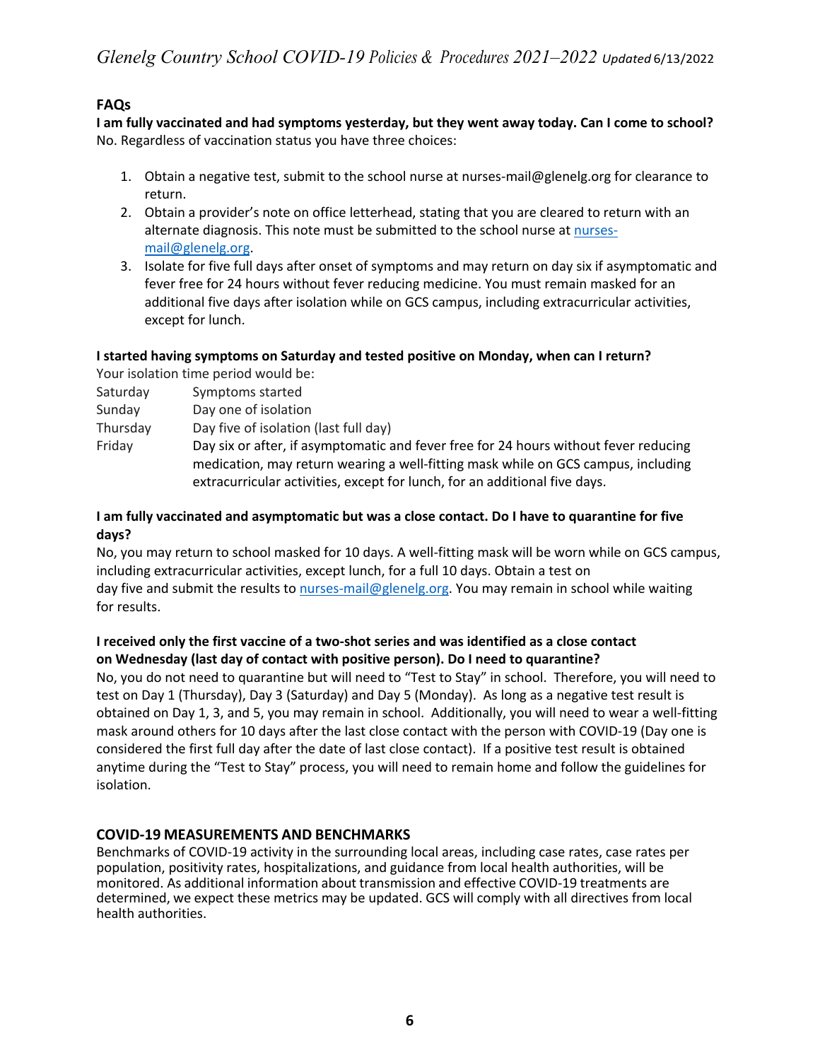## FAQs

**I am fully vaccinated and had symptoms yesterday, but they went away today. Can I come to school?**
No. Regardless of vaccination status you have three choices:

1. Obtain a negative test, submit to the school nurse at nurses-mail@glenelg.org for clearance to return.
2. Obtain a provider's note on office letterhead, stating that you are cleared to return with an alternate diagnosis. This note must be submitted to the school nurse at nurses-mail@glenelg.org.
3. Isolate for five full days after onset of symptoms and may return on day six if asymptomatic and fever free for 24 hours without fever reducing medicine. You must remain masked for an additional five days after isolation while on GCS campus, including extracurricular activities, except for lunch.

**I started having symptoms on Saturday and tested positive on Monday, when can I return?**
Your isolation time period would be:

| | |
|---|---|
| Saturday | Symptoms started |
| Sunday | Day one of isolation |
| Thursday | Day five of isolation (last full day) |
| Friday | Day six or after, if asymptomatic and fever free for 24 hours without fever reducing medication, may return wearing a well-fitting mask while on GCS campus, including extracurricular activities, except for lunch, for an additional five days. |

**I am fully vaccinated and asymptomatic but was a close contact. Do I have to quarantine for five days?**
No, you may return to school masked for 10 days. A well-fitting mask will be worn while on GCS campus, including extracurricular activities, except lunch, for a full 10 days. Obtain a test on day five and submit the results to nurses-mail@glenelg.org. You may remain in school while waiting for results.

**I received only the first vaccine of a two-shot series and was identified as a close contact on Wednesday (last day of contact with positive person). Do I need to quarantine?**
No, you do not need to quarantine but will need to "Test to Stay" in school. Therefore, you will need to test on Day 1 (Thursday), Day 3 (Saturday) and Day 5 (Monday). As long as a negative test result is obtained on Day 1, 3, and 5, you may remain in school. Additionally, you will need to wear a well-fitting mask around others for 10 days after the last close contact with the person with COVID-19 (Day one is considered the first full day after the date of last close contact). If a positive test result is obtained anytime during the "Test to Stay" process, you will need to remain home and follow the guidelines for isolation.

## COVID-19 MEASUREMENTS AND BENCHMARKS

Benchmarks of COVID-19 activity in the surrounding local areas, including case rates, case rates per population, positivity rates, hospitalizations, and guidance from local health authorities, will be monitored. As additional information about transmission and effective COVID-19 treatments are determined, we expect these metrics may be updated. GCS will comply with all directives from local health authorities.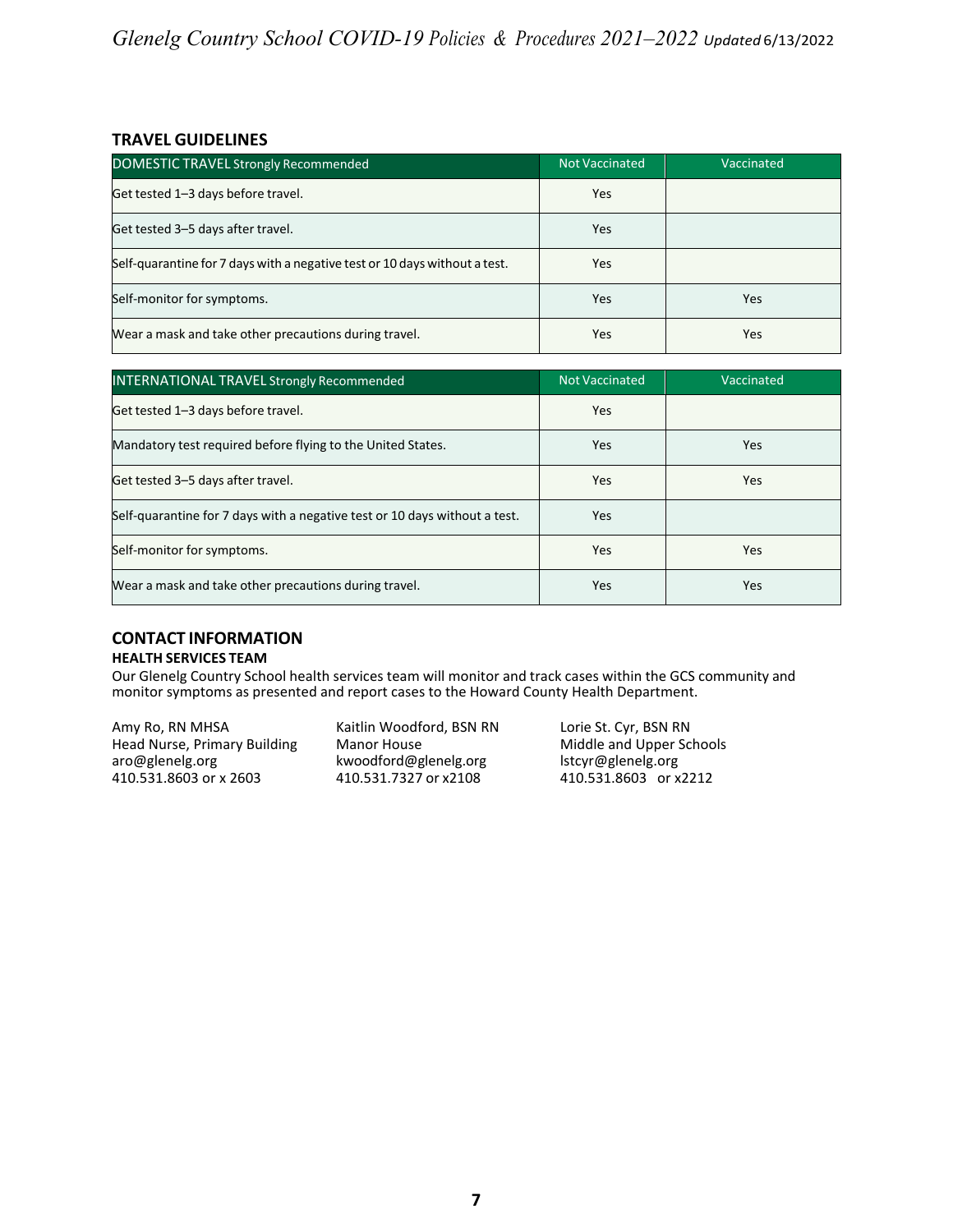## TRAVEL GUIDELINES

| DOMESTIC TRAVEL Strongly Recommended | Not Vaccinated | Vaccinated |
|---|---|---|
| Get tested 1–3 days before travel. | Yes | |
| Get tested 3–5 days after travel. | Yes | |
| Self-quarantine for 7 days with a negative test or 10 days without a test. | Yes | |
| Self-monitor for symptoms. | Yes | Yes |
| Wear a mask and take other precautions during travel. | Yes | Yes |

| INTERNATIONAL TRAVEL Strongly Recommended | Not Vaccinated | Vaccinated |
|---|---|---|
| Get tested 1–3 days before travel. | Yes | |
| Mandatory test required before flying to the United States. | Yes | Yes |
| Get tested 3–5 days after travel. | Yes | Yes |
| Self-quarantine for 7 days with a negative test or 10 days without a test. | Yes | |
| Self-monitor for symptoms. | Yes | Yes |
| Wear a mask and take other precautions during travel. | Yes | Yes |

## CONTACT INFORMATION

### HEALTH SERVICES TEAM

Our Glenelg Country School health services team will monitor and track cases within the GCS community and monitor symptoms as presented and report cases to the Howard County Health Department.

Amy Ro, RN MHSA
Head Nurse, Primary Building
aro@glenelg.org
410.531.8603 or x 2603

Kaitlin Woodford, BSN RN
Manor House
kwoodford@glenelg.org
410.531.7327 or x2108

Lorie St. Cyr, BSN RN
Middle and Upper Schools
lstcyr@glenelg.org
410.531.8603 or x2212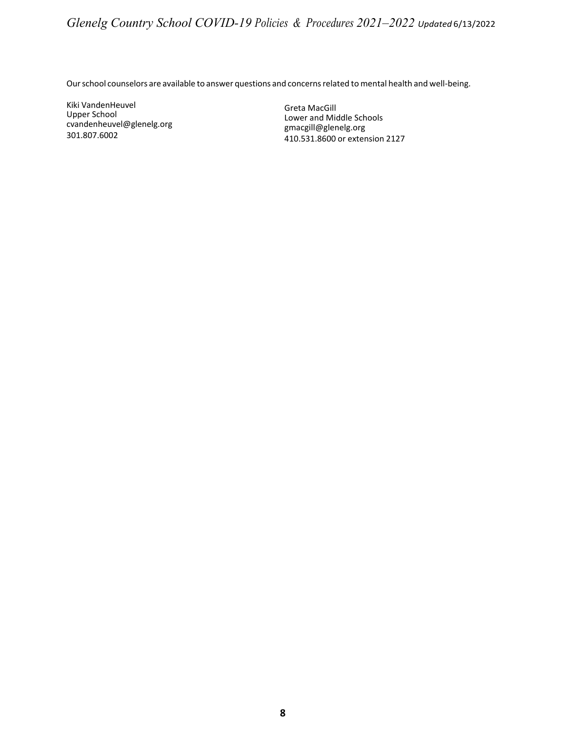Our school counselors are available to answer questions and concerns related to mental health and well-being.

Kiki VandenHeuvel
Upper School
cvandenheuvel@glenelg.org
301.807.6002

Greta MacGill
Lower and Middle Schools
gmacgill@glenelg.org
410.531.8600 or extension 2127